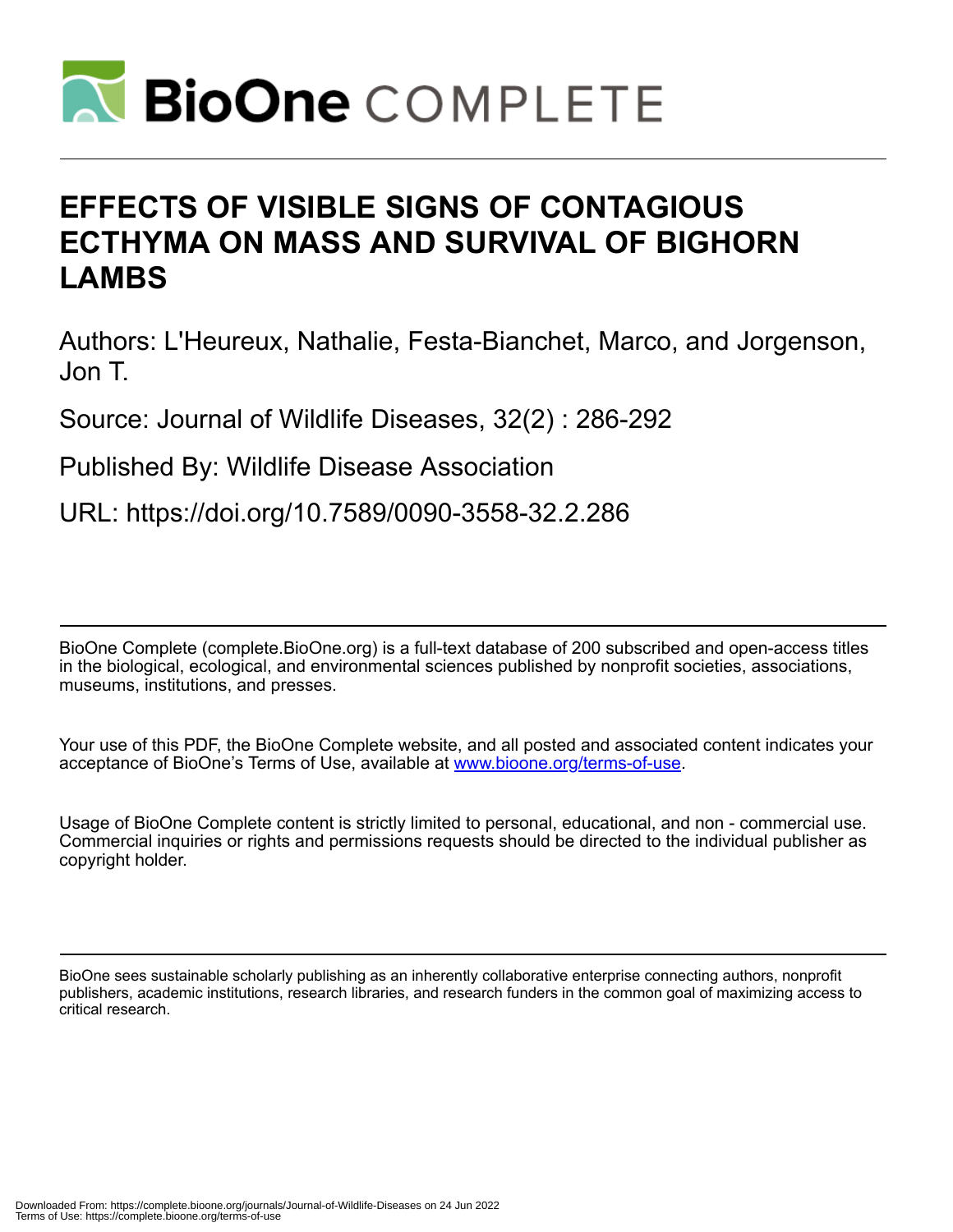# EFFECTS OF VISIBLE SIGNS OF CONTAGIOUS ECTHYMA ON MASS AND SURVIVAL OF BIGHORN LAMBS

Authors: L'Heureux, Nathalie, Festa-Bianchet, Marco, and Jorgenson, Jon T.

Source: Journal of Wildlife Diseases, 32(2) : 286-292

Published By: Wildlife Disease Association

URL: https://doi.org/10.7589/0090-3558-32.2.286

BioOne Complete (complete.BioOne.org) is a full-text database of 200 subscribed and open-access titles in the biological, ecological, and environmental sciences published by nonprofit societies, associations, museums, institutions, and presses.

Your use of this PDF, the BioOne Complete website, and all posted and associated content indicates your acceptance of BioOne's Terms of Use, available at www.bioone.org/terms-of-use.

Usage of BioOne Complete content is strictly limited to personal, educational, and non - commercial use. Commercial inquiries or rights and permissions requests should be directed to the individual publisher as copyright holder.

BioOne sees sustainable scholarly publishing as an inherently collaborative enterprise connecting authors, nonprofit publishers, academic institutions, research libraries, and research funders in the common goal of maximizing access to critical research.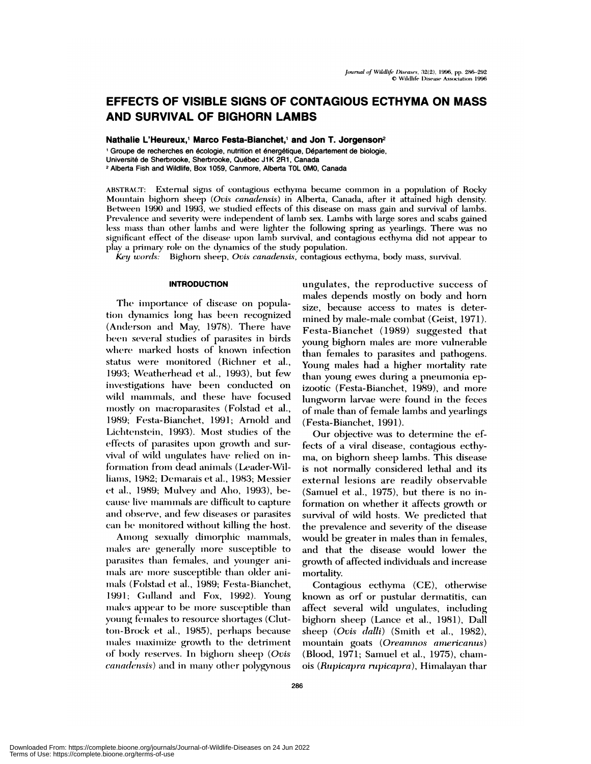# EFFECTS OF VISIBLE SIGNS OF CONTAGIOUS ECTHYMA ON MASS AND SURVIVAL OF BIGHORN LAMBS

**Nathalie L'Heureux,[1] Marco Festa-Bianchet,[1] and Jon T. Jorgenson[2]**

[1] Groupe de recherches en écologie, nutrition et énergétique, Département de biologie, Université de Sherbrooke, Sherbrooke, Québec J1K 2R1, Canada
[2] Alberta Fish and Wildlife, Box 1059, Canmore, Alberta T0L 0M0, Canada

ABSTRACT: External signs of contagious ecthyma became common in a population of Rocky Mountain bighorn sheep (*Ovis canadensis*) in Alberta, Canada, after it attained high density. Between 1990 and 1993, we studied effects of this disease on mass gain and survival of lambs. Prevalence and severity were independent of lamb sex. Lambs with large sores and scabs gained less mass than other lambs and were lighter the following spring as yearlings. There was no significant effect of the disease upon lamb survival, and contagious ecthyma did not appear to play a primary role on the dynamics of the study population.

*Key words:* Bighorn sheep, *Ovis canadensis*, contagious ecthyma, body mass, survival.

## INTRODUCTION

The importance of disease on population dynamics long has been recognized (Anderson and May, 1978). There have been several studies of parasites in birds where marked hosts of known infection status were monitored (Richner et al., 1993; Weatherhead et al., 1993), but few investigations have been conducted on wild mammals, and these have focused mostly on macroparasites (Folstad et al., 1989; Festa-Bianchet, 1991; Arnold and Lichtenstein, 1993). Most studies of the effects of parasites upon growth and survival of wild ungulates have relied on information from dead animals (Leader-Williams, 1982; Demarais et al., 1983; Messier et al., 1989; Mulvey and Aho, 1993), because live mammals are difficult to capture and observe, and few diseases or parasites can be monitored without killing the host.

Among sexually dimorphic mammals, males are generally more susceptible to parasites than females, and younger animals are more susceptible than older animals (Folstad et al., 1989; Festa-Bianchet, 1991; Gulland and Fox, 1992). Young males appear to be more susceptible than young females to resource shortages (Clutton-Brock et al., 1985), perhaps because males maximize growth to the detriment of body reserves. In bighorn sheep (*Ovis canadensis*) and in many other polygynous ungulates, the reproductive success of males depends mostly on body and horn size, because access to mates is determined by male-male combat (Geist, 1971). Festa-Bianchet (1989) suggested that young bighorn males are more vulnerable than females to parasites and pathogens. Young males had a higher mortality rate than young ewes during a pneumonia epizootic (Festa-Bianchet, 1989), and more lungworm larvae were found in the feces of male than of female lambs and yearlings (Festa-Bianchet, 1991).

Our objective was to determine the effects of a viral disease, contagious ecthyma, on bighorn sheep lambs. This disease is not normally considered lethal and its external lesions are readily observable (Samuel et al., 1975), but there is no information on whether it affects growth or survival of wild hosts. We predicted that the prevalence and severity of the disease would be greater in males than in females, and that the disease would lower the growth of affected individuals and increase mortality.

Contagious ecthyma (CE), otherwise known as orf or pustular dermatitis, can affect several wild ungulates, including bighorn sheep (Lance et al., 1981), Dall sheep (*Ovis dalli*) (Smith et al., 1982), mountain goats (*Oreamnos americanus*) (Blood, 1971; Samuel et al., 1975), chamois (*Rupicapra rupicapra*), Himalayan thar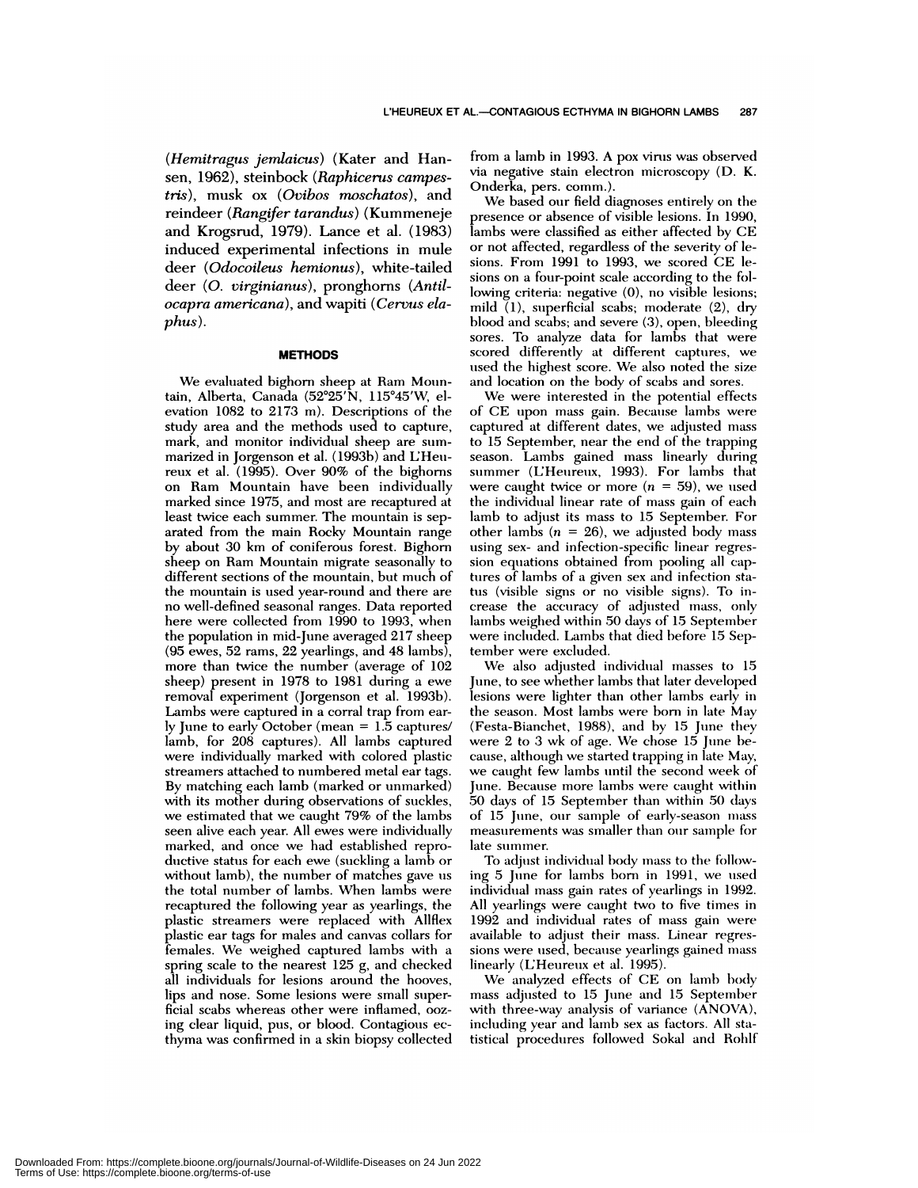(*Hemitragus jemlaicus*) (Kater and Hansen, 1962), steinbock (*Raphicerus campestris*), musk ox (*Ovibos moschatos*), and reindeer (*Rangifer tarandus*) (Kummeneje and Krogsrud, 1979). Lance et al. (1983) induced experimental infections in mule deer (*Odocoileus hemionus*), white-tailed deer (*O. virginianus*), pronghorns (*Antilocapra americana*), and wapiti (*Cervus elaphus*).

## METHODS

We evaluated bighorn sheep at Ram Mountain, Alberta, Canada (52°25′N, 115°45′W, elevation 1082 to 2173 m). Descriptions of the study area and the methods used to capture, mark, and monitor individual sheep are summarized in Jorgenson et al. (1993b) and L'Heureux et al. (1995). Over 90% of the bighorns on Ram Mountain have been individually marked since 1975, and most are recaptured at least twice each summer. The mountain is separated from the main Rocky Mountain range by about 30 km of coniferous forest. Bighorn sheep on Ram Mountain migrate seasonally to different sections of the mountain, but much of the mountain is used year-round and there are no well-defined seasonal ranges. Data reported here were collected from 1990 to 1993, when the population in mid-June averaged 217 sheep (95 ewes, 52 rams, 22 yearlings, and 48 lambs), more than twice the number (average of 102 sheep) present in 1978 to 1981 during a ewe removal experiment (Jorgenson et al. 1993b). Lambs were captured in a corral trap from early June to early October (mean = 1.5 captures/lamb, for 208 captures). All lambs captured were individually marked with colored plastic streamers attached to numbered metal ear tags. By matching each lamb (marked or unmarked) with its mother during observations of suckles, we estimated that we caught 79% of the lambs seen alive each year. All ewes were individually marked, and once we had established reproductive status for each ewe (suckling a lamb or without lamb), the number of matches gave us the total number of lambs. When lambs were recaptured the following year as yearlings, the plastic streamers were replaced with Allflex plastic ear tags for males and canvas collars for females. We weighed captured lambs with a spring scale to the nearest 125 g, and checked all individuals for lesions around the hooves, lips and nose. Some lesions were small superficial scabs whereas other were inflamed, oozing clear liquid, pus, or blood. Contagious ecthyma was confirmed in a skin biopsy collected from a lamb in 1993. A pox virus was observed via negative stain electron microscopy (D. K. Onderka, pers. comm.).

We based our field diagnoses entirely on the presence or absence of visible lesions. In 1990, lambs were classified as either affected by CE or not affected, regardless of the severity of lesions. From 1991 to 1993, we scored CE lesions on a four-point scale according to the following criteria: negative (0), no visible lesions; mild (1), superficial scabs; moderate (2), dry blood and scabs; and severe (3), open, bleeding sores. To analyze data for lambs that were scored differently at different captures, we used the highest score. We also noted the size and location on the body of scabs and sores.

We were interested in the potential effects of CE upon mass gain. Because lambs were captured at different dates, we adjusted mass to 15 September, near the end of the trapping season. Lambs gained mass linearly during summer (L'Heureux, 1993). For lambs that were caught twice or more ($n$ = 59), we used the individual linear rate of mass gain of each lamb to adjust its mass to 15 September. For other lambs ($n$ = 26), we adjusted body mass using sex- and infection-specific linear regression equations obtained from pooling all captures of lambs of a given sex and infection status (visible signs or no visible signs). To increase the accuracy of adjusted mass, only lambs weighed within 50 days of 15 September were included. Lambs that died before 15 September were excluded.

We also adjusted individual masses to 15 June, to see whether lambs that later developed lesions were lighter than other lambs early in the season. Most lambs were born in late May (Festa-Bianchet, 1988), and by 15 June they were 2 to 3 wk of age. We chose 15 June because, although we started trapping in late May, we caught few lambs until the second week of June. Because more lambs were caught within 50 days of 15 September than within 50 days of 15 June, our sample of early-season mass measurements was smaller than our sample for late summer.

To adjust individual body mass to the following 5 June for lambs born in 1991, we used individual mass gain rates of yearlings in 1992. All yearlings were caught two to five times in 1992 and individual rates of mass gain were available to adjust their mass. Linear regressions were used, because yearlings gained mass linearly (L'Heureux et al. 1995).

We analyzed effects of CE on lamb body mass adjusted to 15 June and 15 September with three-way analysis of variance (ANOVA), including year and lamb sex as factors. All statistical procedures followed Sokal and Rohlf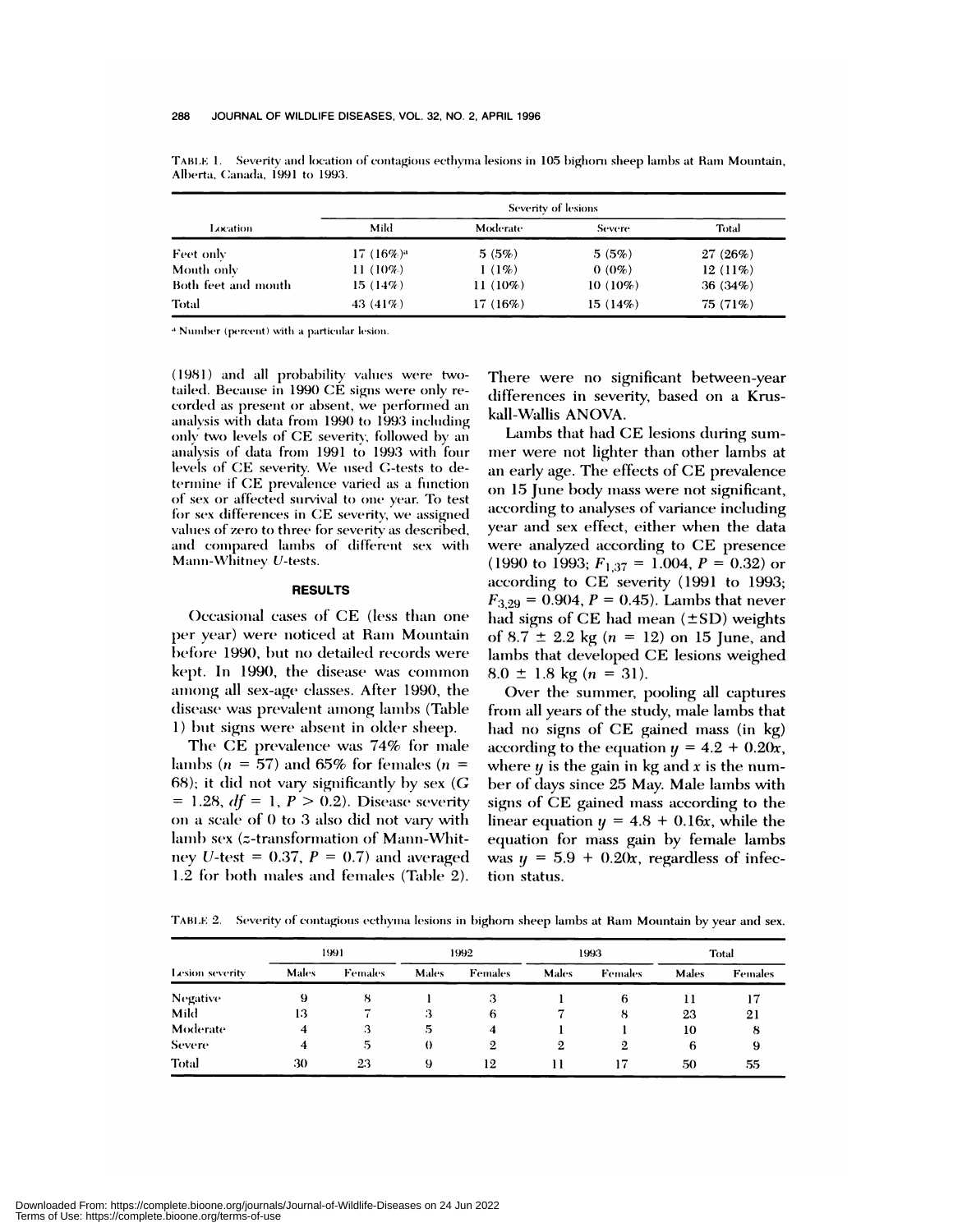TABLE 1. Severity and location of contagious ecthyma lesions in 105 bighorn sheep lambs at Ram Mountain, Alberta, Canada, 1991 to 1993.

| Location | Severity of lesions | | | |
|---|---|---|---|---|
| | Mild | Moderate | Severe | Total |
| Feet only | 17 (16%)[a] | 5 (5%) | 5 (5%) | 27 (26%) |
| Mouth only | 11 (10%) | 1 (1%) | 0 (0%) | 12 (11%) |
| Both feet and mouth | 15 (14%) | 11 (10%) | 10 (10%) | 36 (34%) |
| Total | 43 (41%) | 17 (16%) | 15 (14%) | 75 (71%) |

[a] Number (percent) with a particular lesion.

(1981) and all probability values were two-tailed. Because in 1990 CE signs were only recorded as present or absent, we performed an analysis with data from 1990 to 1993 including only two levels of CE severity, followed by an analysis of data from 1991 to 1993 with four levels of CE severity. We used G-tests to determine if CE prevalence varied as a function of sex or affected survival to one year. To test for sex differences in CE severity, we assigned values of zero to three for severity as described, and compared lambs of different sex with Mann-Whitney U-tests.

## RESULTS

Occasional cases of CE (less than one per year) were noticed at Ram Mountain before 1990, but no detailed records were kept. In 1990, the disease was common among all sex-age classes. After 1990, the disease was prevalent among lambs (Table 1) but signs were absent in older sheep.

The CE prevalence was 74% for male lambs ($n = 57$) and 65% for females ($n = 68$); it did not vary significantly by sex ($G = 1.28$, $df = 1$, $P > 0.2$). Disease severity on a scale of 0 to 3 also did not vary with lamb sex ($z$-transformation of Mann-Whitney U-test $= 0.37$, $P = 0.7$) and averaged 1.2 for both males and females (Table 2). There were no significant between-year differences in severity, based on a Kruskall-Wallis ANOVA.

Lambs that had CE lesions during summer were not lighter than other lambs at an early age. The effects of CE prevalence on 15 June body mass were not significant, according to analyses of variance including year and sex effect, either when the data were analyzed according to CE presence (1990 to 1993; $F_{1,37} = 1.004$, $P = 0.32$) or according to CE severity (1991 to 1993; $F_{3,29} = 0.904$, $P = 0.45$). Lambs that never had signs of CE had mean (±SD) weights of $8.7 \pm 2.2$ kg ($n = 12$) on 15 June, and lambs that developed CE lesions weighed $8.0 \pm 1.8$ kg ($n = 31$).

Over the summer, pooling all captures from all years of the study, male lambs that had no signs of CE gained mass (in kg) according to the equation $y = 4.2 + 0.20x$, where $y$ is the gain in kg and $x$ is the number of days since 25 May. Male lambs with signs of CE gained mass according to the linear equation $y = 4.8 + 0.16x$, while the equation for mass gain by female lambs was $y = 5.9 + 0.20x$, regardless of infection status.

TABLE 2. Severity of contagious ecthyma lesions in bighorn sheep lambs at Ram Mountain by year and sex.

| Lesion severity | 1991 | | 1992 | | 1993 | | Total | |
|---|---|---|---|---|---|---|---|---|
| | Males | Females | Males | Females | Males | Females | Males | Females |
| Negative | 9 | 8 | 1 | 3 | 1 | 6 | 11 | 17 |
| Mild | 13 | 7 | 3 | 6 | 7 | 8 | 23 | 21 |
| Moderate | 4 | 3 | 5 | 4 | 1 | 1 | 10 | 8 |
| Severe | 4 | 5 | 0 | 2 | 2 | 2 | 6 | 9 |
| Total | 30 | 23 | 9 | 12 | 11 | 17 | 50 | 55 |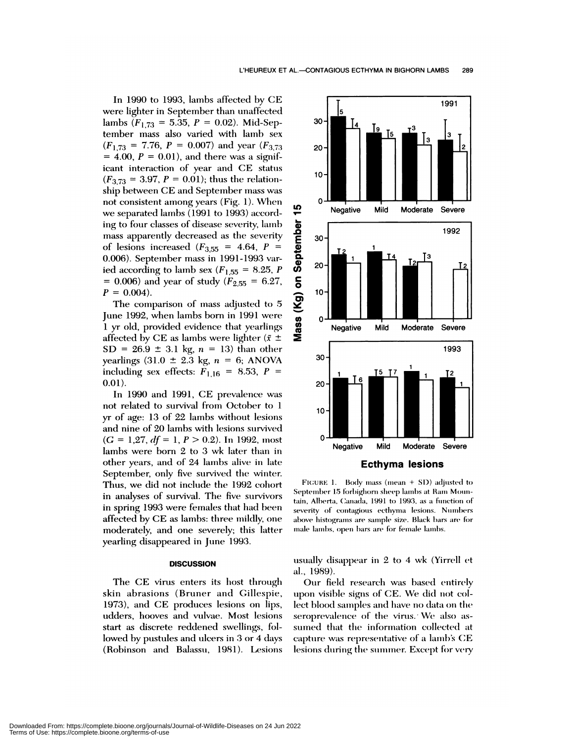In 1990 to 1993, lambs affected by CE were lighter in September than unaffected lambs ($F_{1,73}$ = 5.35, $P$ = 0.02). Mid-September mass also varied with lamb sex ($F_{1,73}$ = 7.76, $P$ = 0.007) and year ($F_{3,73}$ = 4.00, $P$ = 0.01), and there was a significant interaction of year and CE status ($F_{3,73}$ = 3.97, $P$ = 0.01); thus the relationship between CE and September mass was not consistent among years (Fig. 1). When we separated lambs (1991 to 1993) according to four classes of disease severity, lamb mass apparently decreased as the severity of lesions increased ($F_{3,55}$ = 4.64, $P$ = 0.006). September mass in 1991-1993 varied according to lamb sex ($F_{1,55}$ = 8.25, $P$ = 0.006) and year of study ($F_{2,55}$ = 6.27, $P$ = 0.004).

The comparison of mass adjusted to 5 June 1992, when lambs born in 1991 were 1 yr old, provided evidence that yearlings affected by CE as lambs were lighter ($\bar{x}$ ± SD = 26.9 ± 3.1 kg, $n$ = 13) than other yearlings (31.0 ± 2.3 kg, $n$ = 6; ANOVA including sex effects: $F_{1,16}$ = 8.53, $P$ = 0.01).

In 1990 and 1991, CE prevalence was not related to survival from October to 1 yr of age: 13 of 22 lambs without lesions and nine of 20 lambs with lesions survived ($G$ = 1,27, $df$ = 1, $P$ > 0.2). In 1992, most lambs were born 2 to 3 wk later than in other years, and of 24 lambs alive in late September, only five survived the winter. Thus, we did not include the 1992 cohort in analyses of survival. The five survivors in spring 1993 were females that had been affected by CE as lambs: three mildly, one moderately, and one severely; this latter yearling disappeared in June 1993.

FIGURE 1. Body mass (mean + SD) adjusted to September 15 forbighorn sheep lambs at Ram Mountain, Alberta, Canada, 1991 to 1993, as a function of severity of contagious ecthyma lesions. Numbers above histograms are sample size. Black bars are for male lambs, open bars are for female lambs.

## DISCUSSION

The CE virus enters its host through skin abrasions (Bruner and Gillespie, 1973), and CE produces lesions on lips, udders, hooves and vulvae. Most lesions start as discrete reddened swellings, followed by pustules and ulcers in 3 or 4 days (Robinson and Balassu, 1981). Lesions usually disappear in 2 to 4 wk (Yirrell et al., 1989).

Our field research was based entirely upon visible signs of CE. We did not collect blood samples and have no data on the seroprevalence of the virus. We also assumed that the information collected at capture was representative of a lamb's CE lesions during the summer. Except for very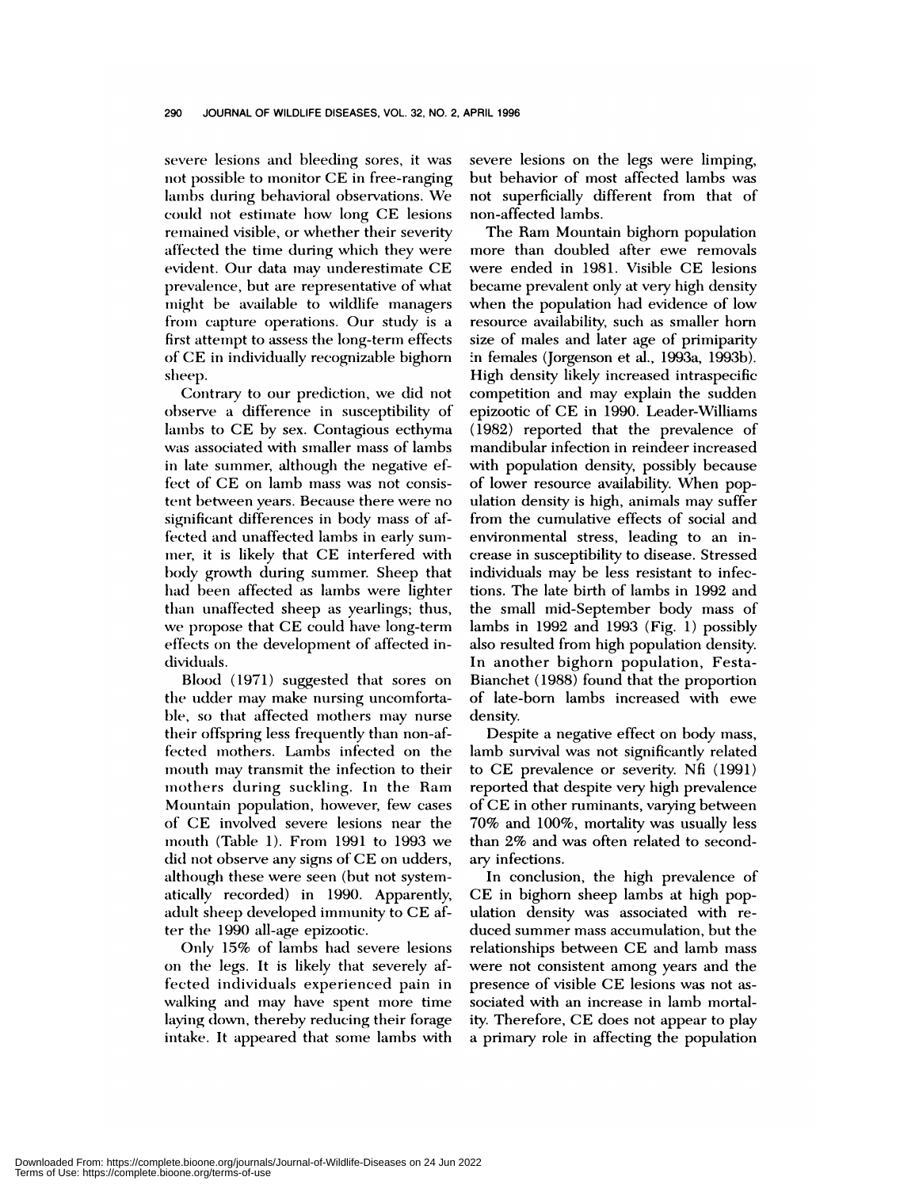severe lesions and bleeding sores, it was not possible to monitor CE in free-ranging lambs during behavioral observations. We could not estimate how long CE lesions remained visible, or whether their severity affected the time during which they were evident. Our data may underestimate CE prevalence, but are representative of what might be available to wildlife managers from capture operations. Our study is a first attempt to assess the long-term effects of CE in individually recognizable bighorn sheep.

Contrary to our prediction, we did not observe a difference in susceptibility of lambs to CE by sex. Contagious ecthyma was associated with smaller mass of lambs in late summer, although the negative effect of CE on lamb mass was not consistent between years. Because there were no significant differences in body mass of affected and unaffected lambs in early summer, it is likely that CE interfered with body growth during summer. Sheep that had been affected as lambs were lighter than unaffected sheep as yearlings; thus, we propose that CE could have long-term effects on the development of affected individuals.

Blood (1971) suggested that sores on the udder may make nursing uncomfortable, so that affected mothers may nurse their offspring less frequently than non-affected mothers. Lambs infected on the mouth may transmit the infection to their mothers during suckling. In the Ram Mountain population, however, few cases of CE involved severe lesions near the mouth (Table 1). From 1991 to 1993 we did not observe any signs of CE on udders, although these were seen (but not systematically recorded) in 1990. Apparently, adult sheep developed immunity to CE after the 1990 all-age epizootic.

Only 15% of lambs had severe lesions on the legs. It is likely that severely affected individuals experienced pain in walking and may have spent more time laying down, thereby reducing their forage intake. It appeared that some lambs with severe lesions on the legs were limping, but behavior of most affected lambs was not superficially different from that of non-affected lambs.

The Ram Mountain bighorn population more than doubled after ewe removals were ended in 1981. Visible CE lesions became prevalent only at very high density when the population had evidence of low resource availability, such as smaller horn size of males and later age of primiparity in females (Jorgenson et al., 1993a, 1993b). High density likely increased intraspecific competition and may explain the sudden epizootic of CE in 1990. Leader-Williams (1982) reported that the prevalence of mandibular infection in reindeer increased with population density, possibly because of lower resource availability. When population density is high, animals may suffer from the cumulative effects of social and environmental stress, leading to an increase in susceptibility to disease. Stressed individuals may be less resistant to infections. The late birth of lambs in 1992 and the small mid-September body mass of lambs in 1992 and 1993 (Fig. 1) possibly also resulted from high population density. In another bighorn population, Festa-Bianchet (1988) found that the proportion of late-born lambs increased with ewe density.

Despite a negative effect on body mass, lamb survival was not significantly related to CE prevalence or severity. Nfi (1991) reported that despite very high prevalence of CE in other ruminants, varying between 70% and 100%, mortality was usually less than 2% and was often related to secondary infections.

In conclusion, the high prevalence of CE in bighorn sheep lambs at high population density was associated with reduced summer mass accumulation, but the relationships between CE and lamb mass were not consistent among years and the presence of visible CE lesions was not associated with an increase in lamb mortality. Therefore, CE does not appear to play a primary role in affecting the population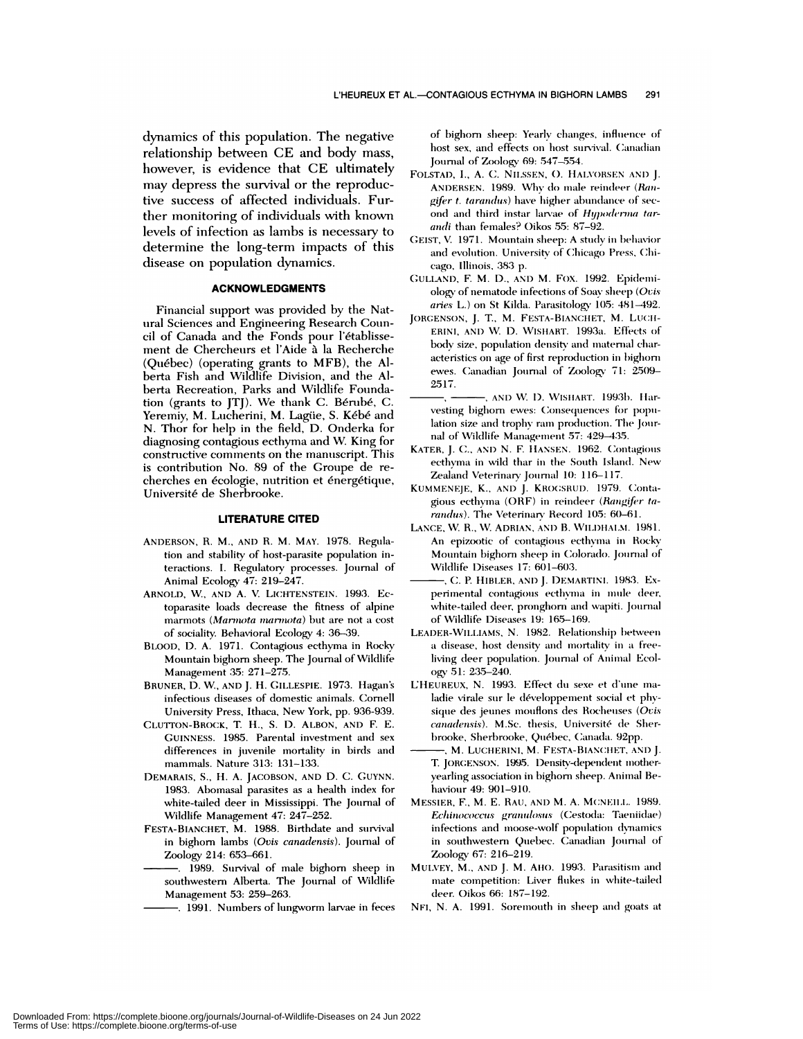dynamics of this population. The negative relationship between CE and body mass, however, is evidence that CE ultimately may depress the survival or the reproductive success of affected individuals. Further monitoring of individuals with known levels of infection as lambs is necessary to determine the long-term impacts of this disease on population dynamics.

## ACKNOWLEDGMENTS

Financial support was provided by the Natural Sciences and Engineering Research Council of Canada and the Fonds pour l'établissement de Chercheurs et l'Aide à la Recherche (Québec) (operating grants to MFB), the Alberta Fish and Wildlife Division, and the Alberta Recreation, Parks and Wildlife Foundation (grants to JTJ). We thank C. Bérubé, C. Yeremiy, M. Lucherini, M. Lagüe, S. Kébé and N. Thor for help in the field, D. Onderka for diagnosing contagious ecthyma and W. King for constructive comments on the manuscript. This is contribution No. 89 of the Groupe de recherches en écologie, nutrition et énergétique, Université de Sherbrooke.

## LITERATURE CITED

ANDERSON, R. M., AND R. M. MAY. 1978. Regulation and stability of host-parasite population interactions. I. Regulatory processes. Journal of Animal Ecology 47: 219–247.

ARNOLD, W., AND A. V. LICHTENSTEIN. 1993. Ectoparasite loads decrease the fitness of alpine marmots (*Marmota marmota*) but are not a cost of sociality. Behavioral Ecology 4: 36–39.

BLOOD, D. A. 1971. Contagious ecthyma in Rocky Mountain bighorn sheep. The Journal of Wildlife Management 35: 271–275.

BRUNER, D. W., AND J. H. GILLESPIE. 1973. Hagan's infectious diseases of domestic animals. Cornell University Press, Ithaca, New York, pp. 936-939.

CLUTTON-BROCK, T. H., S. D. ALBON, AND F. E. GUINNESS. 1985. Parental investment and sex differences in juvenile mortality in birds and mammals. Nature 313: 131–133.

DEMARAIS, S., H. A. JACOBSON, AND D. C. GUYNN. 1983. Abomasal parasites as a health index for white-tailed deer in Mississippi. The Journal of Wildlife Management 47: 247–252.

FESTA-BIANCHET, M. 1988. Birthdate and survival in bighorn lambs (*Ovis canadensis*). Journal of Zoology 214: 653–661.

———. 1989. Survival of male bighorn sheep in southwestern Alberta. The Journal of Wildlife Management 53: 259–263.

———. 1991. Numbers of lungworm larvae in feces of bighorn sheep: Yearly changes, influence of host sex, and effects on host survival. Canadian Journal of Zoology 69: 547–554.

FOLSTAD, I., A. C. NILSSEN, O. HALVORSEN AND J. ANDERSEN. 1989. Why do male reindeer (*Rangifer t. tarandus*) have higher abundance of second and third instar larvae of *Hypoderma tarandi* than females? Oikos 55: 87–92.

GEIST, V. 1971. Mountain sheep: A study in behavior and evolution. University of Chicago Press, Chicago, Illinois, 383 p.

GULLAND, F. M. D., AND M. FOX. 1992. Epidemiology of nematode infections of Soay sheep (*Ovis aries* L.) on St Kilda. Parasitology 105: 481–492.

JORGENSON, J. T., M. FESTA-BIANCHET, M. LUCHERINI, AND W. D. WISHART. 1993a. Effects of body size, population density and maternal characteristics on age of first reproduction in bighorn ewes. Canadian Journal of Zoology 71: 2509–2517.

———, ———, AND W. D. WISHART. 1993b. Harvesting bighorn ewes: Consequences for population size and trophy ram production. The Journal of Wildlife Management 57: 429–435.

KATER, J. C., AND N. F. HANSEN. 1962. Contagious ecthyma in wild thar in the South Island. New Zealand Veterinary Journal 10: 116–117.

KUMMENEJE, K., AND J. KROGSRUD. 1979. Contagious ecthyma (ORF) in reindeer (*Rangifer tarandus*). The Veterinary Record 105: 60–61.

LANCE, W. R., W. ADRIAN, AND B. WILDHALM. 1981. An epizootic of contagious ecthyma in Rocky Mountain bighorn sheep in Colorado. Journal of Wildlife Diseases 17: 601–603.

———, C. P. HIBLER, AND J. DEMARTINI. 1983. Experimental contagious ecthyma in mule deer, white-tailed deer, pronghorn and wapiti. Journal of Wildlife Diseases 19: 165–169.

LEADER-WILLIAMS, N. 1982. Relationship between a disease, host density and mortality in a free-living deer population. Journal of Animal Ecology 51: 235–240.

L'HEUREUX, N. 1993. Effect du sexe et d'une maladie virale sur le développement social et physique des jeunes mouflons des Rocheuses (*Ovis canadensis*). M.Sc. thesis, Université de Sherbrooke, Sherbrooke, Québec, Canada. 92pp.

———, M. LUCHERINI, M. FESTA-BIANCHET, AND J. T. JORGENSON. 1995. Density-dependent mother-yearling association in bighorn sheep. Animal Behaviour 49: 901–910.

MESSIER, F., M. E. RAU, AND M. A. MCNEILL. 1989. *Echinococcus granulosus* (Cestoda: Taeniidae) infections and moose-wolf population dynamics in southwestern Quebec. Canadian Journal of Zoology 67: 216–219.

MULVEY, M., AND J. M. AHO. 1993. Parasitism and mate competition: Liver flukes in white-tailed deer. Oikos 66: 187–192.

NFI, N. A. 1991. Soremouth in sheep and goats at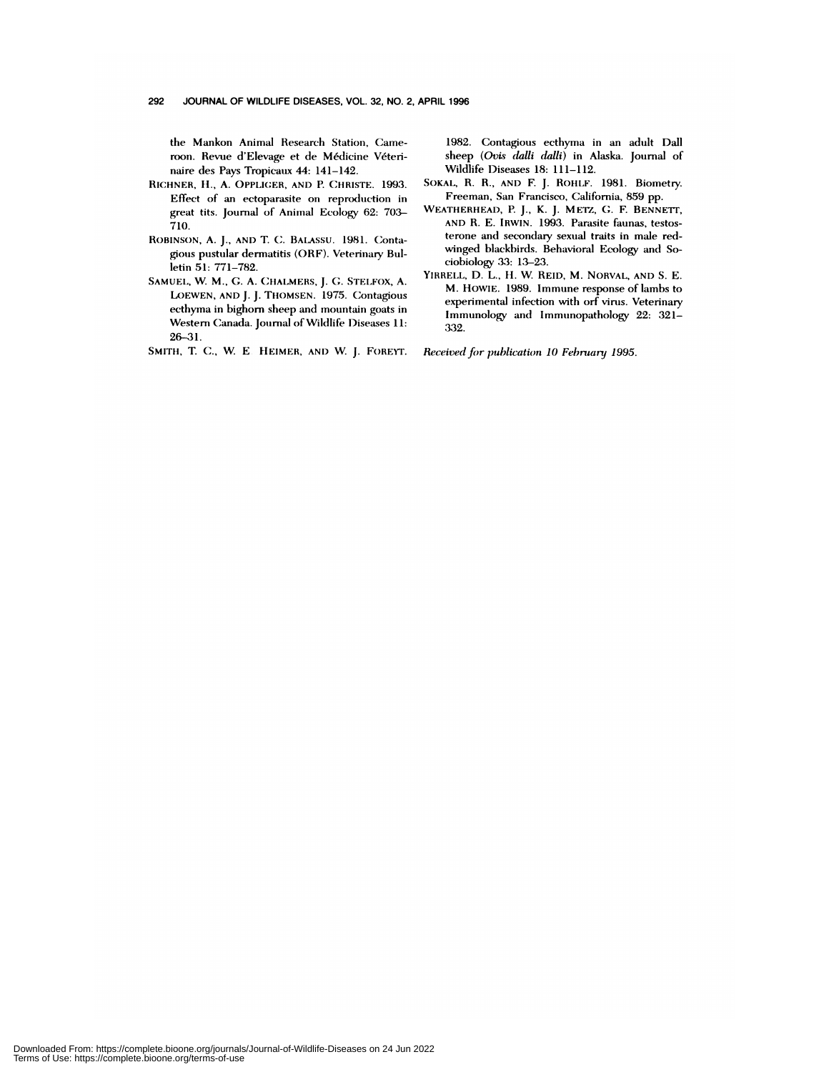the Mankon Animal Research Station, Cameroon. Revue d'Elevage et de Médicine Véterinaire des Pays Tropicaux 44: 141–142.

RICHNER, H., A. OPPLIGER, AND P. CHRISTE. 1993. Effect of an ectoparasite on reproduction in great tits. Journal of Animal Ecology 62: 703–710.

ROBINSON, A. J., AND T. C. BALASSU. 1981. Contagious pustular dermatitis (ORF). Veterinary Bulletin 51: 771–782.

SAMUEL, W. M., G. A. CHALMERS, J. G. STELFOX, A. LOEWEN, AND J. J. THOMSEN. 1975. Contagious ecthyma in bighorn sheep and mountain goats in Western Canada. Journal of Wildlife Diseases 11: 26–31.

SMITH, T. C., W. E HEIMER, AND W. J. FOREYT. 1982. Contagious ecthyma in an adult Dall sheep (*Ovis dalli dalli*) in Alaska. Journal of Wildlife Diseases 18: 111–112.

SOKAL, R. R., AND F. J. ROHLF. 1981. Biometry. Freeman, San Francisco, California, 859 pp.

WEATHERHEAD, P. J., K. J. METZ, G. F. BENNETT, AND R. E. IRWIN. 1993. Parasite faunas, testosterone and secondary sexual traits in male red-winged blackbirds. Behavioral Ecology and Sociobiology 33: 13–23.

YIRRELL, D. L., H. W. REID, M. NORVAL, AND S. E. M. HOWIE. 1989. Immune response of lambs to experimental infection with orf virus. Veterinary Immunology and Immunopathology 22: 321–332.

*Received for publication 10 February 1995.*